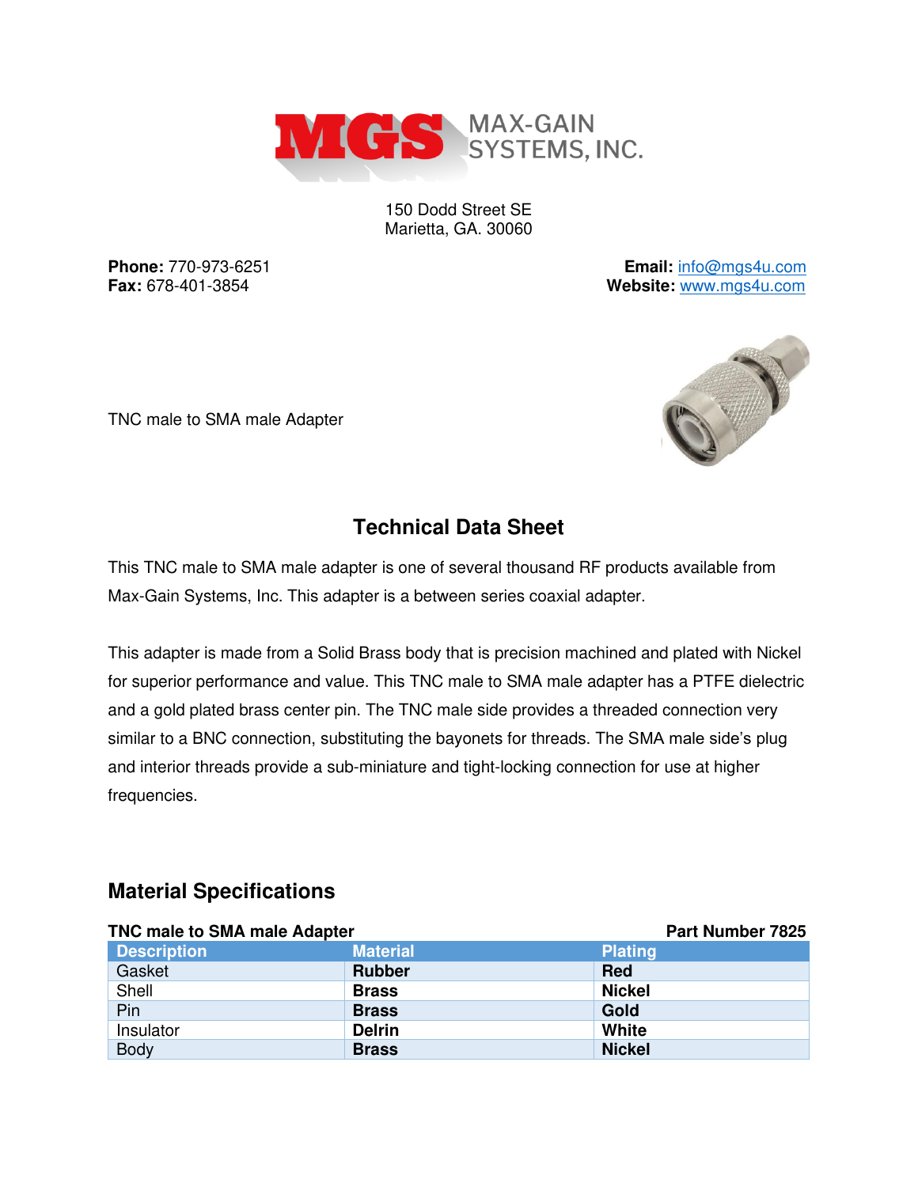MGS MAX-GAIN SYSTEMS, INC.

150 Dodd Street SE
Marietta, GA. 30060

**Phone:** 770-973-6251
**Fax:** 678-401-3854

**Email:** info@mgs4u.com
**Website:** www.mgs4u.com

TNC male to SMA male Adapter

## Technical Data Sheet

This TNC male to SMA male adapter is one of several thousand RF products available from Max-Gain Systems, Inc. This adapter is a between series coaxial adapter.

This adapter is made from a Solid Brass body that is precision machined and plated with Nickel for superior performance and value. This TNC male to SMA male adapter has a PTFE dielectric and a gold plated brass center pin. The TNC male side provides a threaded connection very similar to a BNC connection, substituting the bayonets for threads. The SMA male side's plug and interior threads provide a sub-miniature and tight-locking connection for use at higher frequencies.

## Material Specifications

**TNC male to SMA male Adapter** **Part Number 7825**

| Description | Material | Plating |
|---|---|---|
| Gasket | **Rubber** | **Red** |
| Shell | **Brass** | **Nickel** |
| Pin | **Brass** | **Gold** |
| Insulator | **Delrin** | **White** |
| Body | **Brass** | **Nickel** |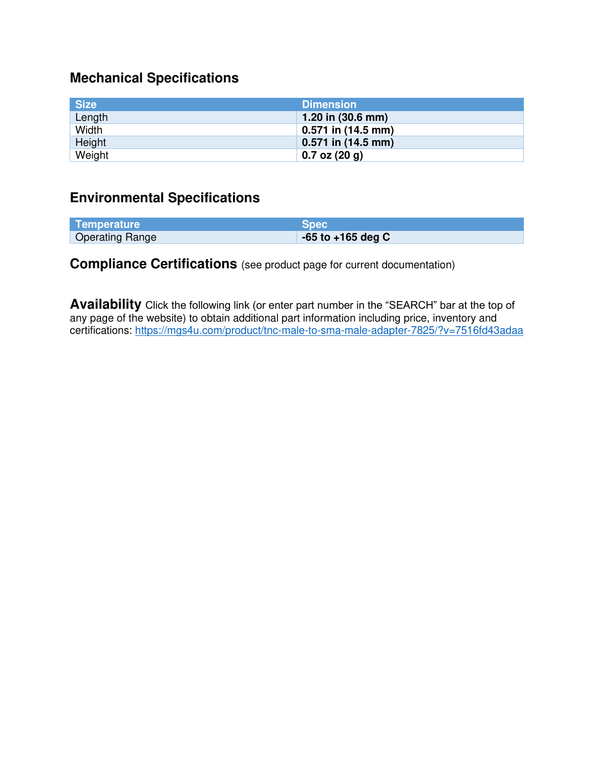## Mechanical Specifications

| Size | Dimension |
|---|---|
| Length | **1.20 in (30.6 mm)** |
| Width | **0.571 in (14.5 mm)** |
| Height | **0.571 in (14.5 mm)** |
| Weight | **0.7 oz (20 g)** |

## Environmental Specifications

| Temperature | Spec |
|---|---|
| Operating Range | **-65 to +165 deg C** |

**Compliance Certifications** (see product page for current documentation)

**Availability** Click the following link (or enter part number in the "SEARCH" bar at the top of any page of the website) to obtain additional part information including price, inventory and certifications: https://mgs4u.com/product/tnc-male-to-sma-male-adapter-7825/?v=7516fd43adaa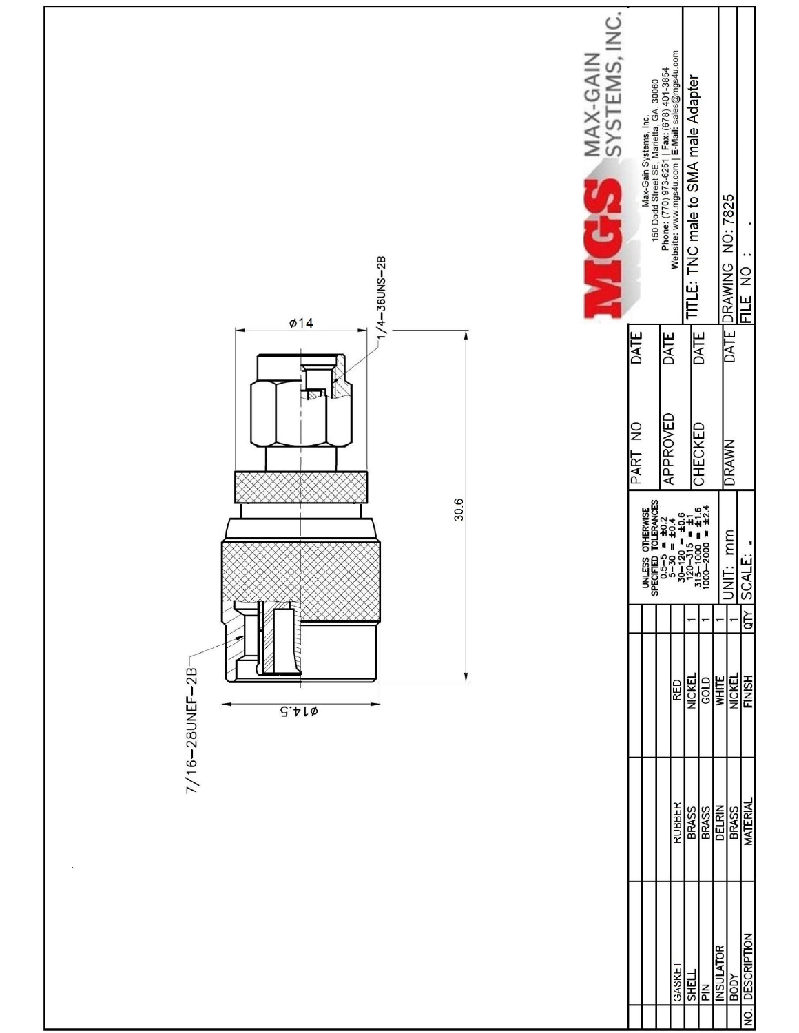7/16-28UNEF-2B

ø14.5

ø14

1/4-36UNS-2B

30.6

| NO. | DESCRIPTION | MATERIAL | FINISH | QTY |
|---|---|---|---|---|
| | BODY | BRASS | NICKEL | 1 |
| | INSULATOR | DELRIN | WHITE | 1 |
| | PIN | BRASS | GOLD | 1 |
| | SHELL | BRASS | NICKEL | 1 |
| | GASKET | RUBBER | RED | |

UNLESS OTHERWISE SPECIFIED TOLERANCES
0.5–5 = ±0.2
5–30 = ±0.4
30–120 = ±0.6
120–315 = ±1
315–1000 = ±1.6
1000–2000 = ±2.4

UNIT: mm

SCALE: .

| | |
|---|---|
| PART NO | DATE |
| APPROVED | DATE |
| CHECKED | DATE |
| DRAWN | DATE |

MGS MAX-GAIN SYSTEMS, INC.

Max-Gain Systems, Inc.
150 Dodd Street SE, Marietta, GA. 30060
**Phone:** (770) 973-6251 | **Fax:** (678) 401-3854
**Website:** www.mgs4u.com | **E-Mail:** sales@mgs4u.com

TITLE: TNC male to SMA male Adapter

DRAWING NO: 7825

FILE NO : .